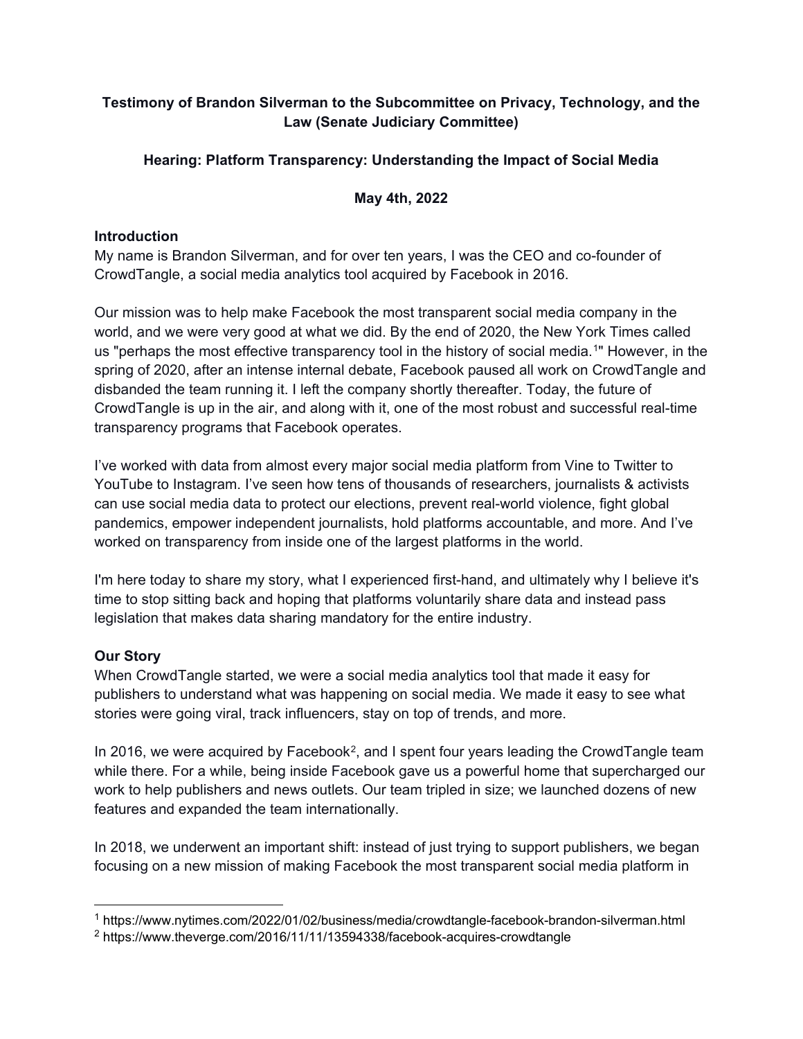**Testimony of Brandon Silverman to the Subcommittee on Privacy, Technology, and the Law (Senate Judiciary Committee)**

**Hearing: Platform Transparency: Understanding the Impact of Social Media**

**May 4th, 2022**

**Introduction**

My name is Brandon Silverman, and for over ten years, I was the CEO and co-founder of CrowdTangle, a social media analytics tool acquired by Facebook in 2016.

Our mission was to help make Facebook the most transparent social media company in the world, and we were very good at what we did. By the end of 2020, the New York Times called us "perhaps the most effective transparency tool in the history of social media.[1]" However, in the spring of 2020, after an intense internal debate, Facebook paused all work on CrowdTangle and disbanded the team running it. I left the company shortly thereafter. Today, the future of CrowdTangle is up in the air, and along with it, one of the most robust and successful real-time transparency programs that Facebook operates.

I've worked with data from almost every major social media platform from Vine to Twitter to YouTube to Instagram. I've seen how tens of thousands of researchers, journalists & activists can use social media data to protect our elections, prevent real-world violence, fight global pandemics, empower independent journalists, hold platforms accountable, and more. And I've worked on transparency from inside one of the largest platforms in the world.

I'm here today to share my story, what I experienced first-hand, and ultimately why I believe it's time to stop sitting back and hoping that platforms voluntarily share data and instead pass legislation that makes data sharing mandatory for the entire industry.

**Our Story**

When CrowdTangle started, we were a social media analytics tool that made it easy for publishers to understand what was happening on social media. We made it easy to see what stories were going viral, track influencers, stay on top of trends, and more.

In 2016, we were acquired by Facebook[2], and I spent four years leading the CrowdTangle team while there. For a while, being inside Facebook gave us a powerful home that supercharged our work to help publishers and news outlets. Our team tripled in size; we launched dozens of new features and expanded the team internationally.

In 2018, we underwent an important shift: instead of just trying to support publishers, we began focusing on a new mission of making Facebook the most transparent social media platform in

[1] https://www.nytimes.com/2022/01/02/business/media/crowdtangle-facebook-brandon-silverman.html

[2] https://www.theverge.com/2016/11/11/13594338/facebook-acquires-crowdtangle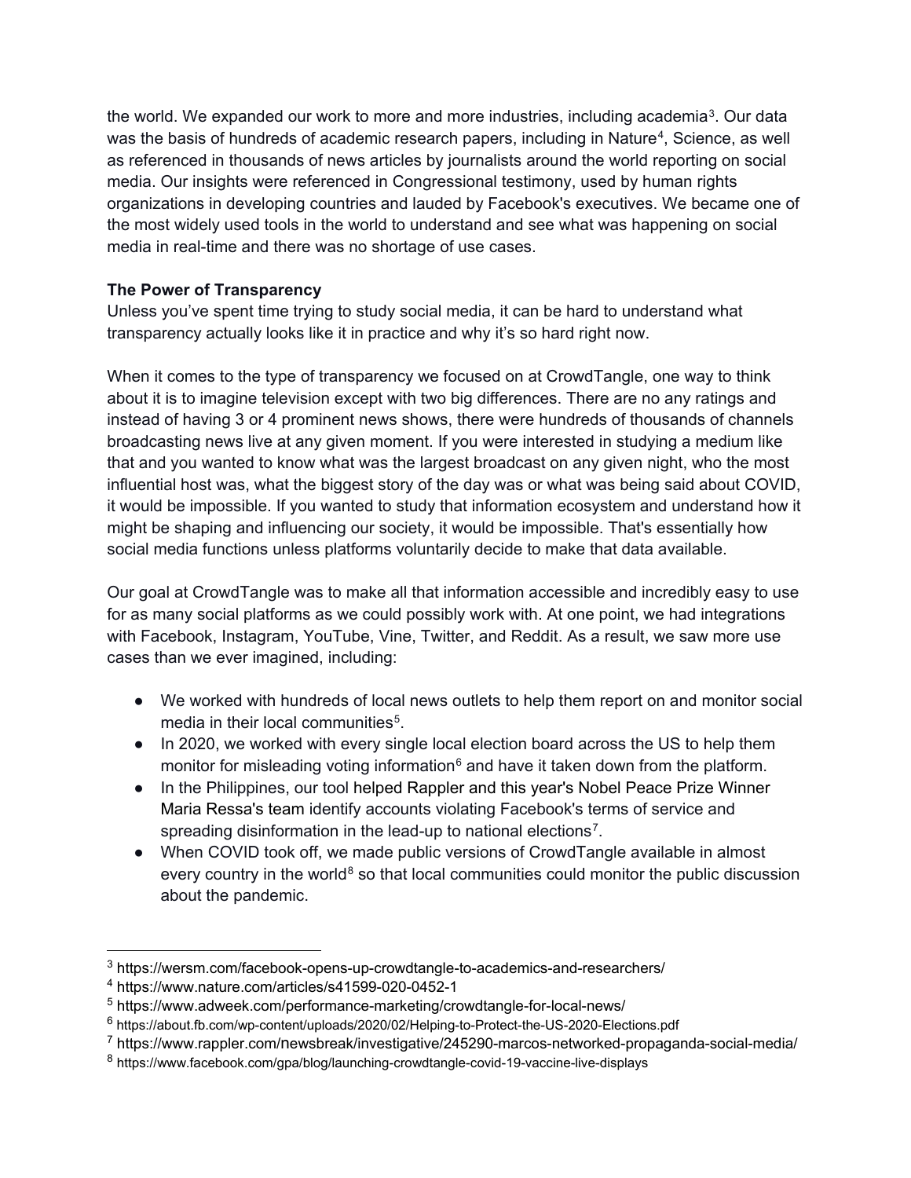the world. We expanded our work to more and more industries, including academia[3]. Our data was the basis of hundreds of academic research papers, including in Nature[4], Science, as well as referenced in thousands of news articles by journalists around the world reporting on social media. Our insights were referenced in Congressional testimony, used by human rights organizations in developing countries and lauded by Facebook's executives. We became one of the most widely used tools in the world to understand and see what was happening on social media in real-time and there was no shortage of use cases.

**The Power of Transparency**

Unless you've spent time trying to study social media, it can be hard to understand what transparency actually looks like it in practice and why it's so hard right now.

When it comes to the type of transparency we focused on at CrowdTangle, one way to think about it is to imagine television except with two big differences. There are no any ratings and instead of having 3 or 4 prominent news shows, there were hundreds of thousands of channels broadcasting news live at any given moment. If you were interested in studying a medium like that and you wanted to know what was the largest broadcast on any given night, who the most influential host was, what the biggest story of the day was or what was being said about COVID, it would be impossible. If you wanted to study that information ecosystem and understand how it might be shaping and influencing our society, it would be impossible. That's essentially how social media functions unless platforms voluntarily decide to make that data available.

Our goal at CrowdTangle was to make all that information accessible and incredibly easy to use for as many social platforms as we could possibly work with. At one point, we had integrations with Facebook, Instagram, YouTube, Vine, Twitter, and Reddit. As a result, we saw more use cases than we ever imagined, including:

- We worked with hundreds of local news outlets to help them report on and monitor social media in their local communities[5].
- In 2020, we worked with every single local election board across the US to help them monitor for misleading voting information[6] and have it taken down from the platform.
- In the Philippines, our tool helped Rappler and this year's Nobel Peace Prize Winner Maria Ressa's team identify accounts violating Facebook's terms of service and spreading disinformation in the lead-up to national elections[7].
- When COVID took off, we made public versions of CrowdTangle available in almost every country in the world[8] so that local communities could monitor the public discussion about the pandemic.

---

[3] https://wersm.com/facebook-opens-up-crowdtangle-to-academics-and-researchers/
[4] https://www.nature.com/articles/s41599-020-0452-1
[5] https://www.adweek.com/performance-marketing/crowdtangle-for-local-news/
[6] https://about.fb.com/wp-content/uploads/2020/02/Helping-to-Protect-the-US-2020-Elections.pdf
[7] https://www.rappler.com/newsbreak/investigative/245290-marcos-networked-propaganda-social-media/
[8] https://www.facebook.com/gpa/blog/launching-crowdtangle-covid-19-vaccine-live-displays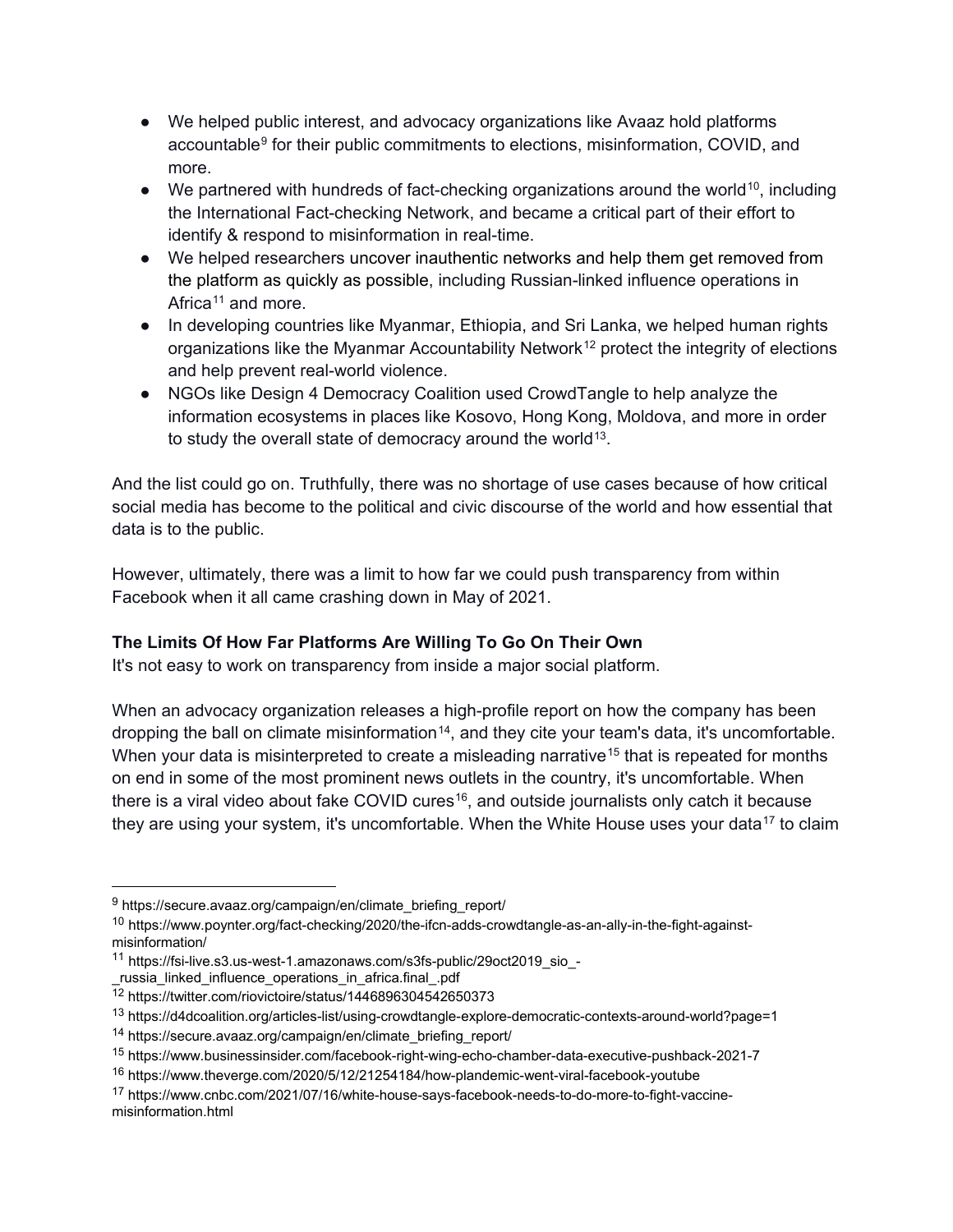- We helped public interest, and advocacy organizations like Avaaz hold platforms accountable[9] for their public commitments to elections, misinformation, COVID, and more.
- We partnered with hundreds of fact-checking organizations around the world[10], including the International Fact-checking Network, and became a critical part of their effort to identify & respond to misinformation in real-time.
- We helped researchers uncover inauthentic networks and help them get removed from the platform as quickly as possible, including Russian-linked influence operations in Africa[11] and more.
- In developing countries like Myanmar, Ethiopia, and Sri Lanka, we helped human rights organizations like the Myanmar Accountability Network[12] protect the integrity of elections and help prevent real-world violence.
- NGOs like Design 4 Democracy Coalition used CrowdTangle to help analyze the information ecosystems in places like Kosovo, Hong Kong, Moldova, and more in order to study the overall state of democracy around the world[13].

And the list could go on. Truthfully, there was no shortage of use cases because of how critical social media has become to the political and civic discourse of the world and how essential that data is to the public.

However, ultimately, there was a limit to how far we could push transparency from within Facebook when it all came crashing down in May of 2021.

**The Limits Of How Far Platforms Are Willing To Go On Their Own**

It's not easy to work on transparency from inside a major social platform.

When an advocacy organization releases a high-profile report on how the company has been dropping the ball on climate misinformation[14], and they cite your team's data, it's uncomfortable. When your data is misinterpreted to create a misleading narrative[15] that is repeated for months on end in some of the most prominent news outlets in the country, it's uncomfortable. When there is a viral video about fake COVID cures[16], and outside journalists only catch it because they are using your system, it's uncomfortable. When the White House uses your data[17] to claim

---

[9] https://secure.avaaz.org/campaign/en/climate_briefing_report/

[10] https://www.poynter.org/fact-checking/2020/the-ifcn-adds-crowdtangle-as-an-ally-in-the-fight-against-misinformation/

[11] https://fsi-live.s3.us-west-1.amazonaws.com/s3fs-public/29oct2019_sio_-_russia_linked_influence_operations_in_africa.final_.pdf

[12] https://twitter.com/riovictoire/status/1446896304542650373

[13] https://d4dcoalition.org/articles-list/using-crowdtangle-explore-democratic-contexts-around-world?page=1

[14] https://secure.avaaz.org/campaign/en/climate_briefing_report/

[15] https://www.businessinsider.com/facebook-right-wing-echo-chamber-data-executive-pushback-2021-7

[16] https://www.theverge.com/2020/5/12/21254184/how-plandemic-went-viral-facebook-youtube

[17] https://www.cnbc.com/2021/07/16/white-house-says-facebook-needs-to-do-more-to-fight-vaccine-misinformation.html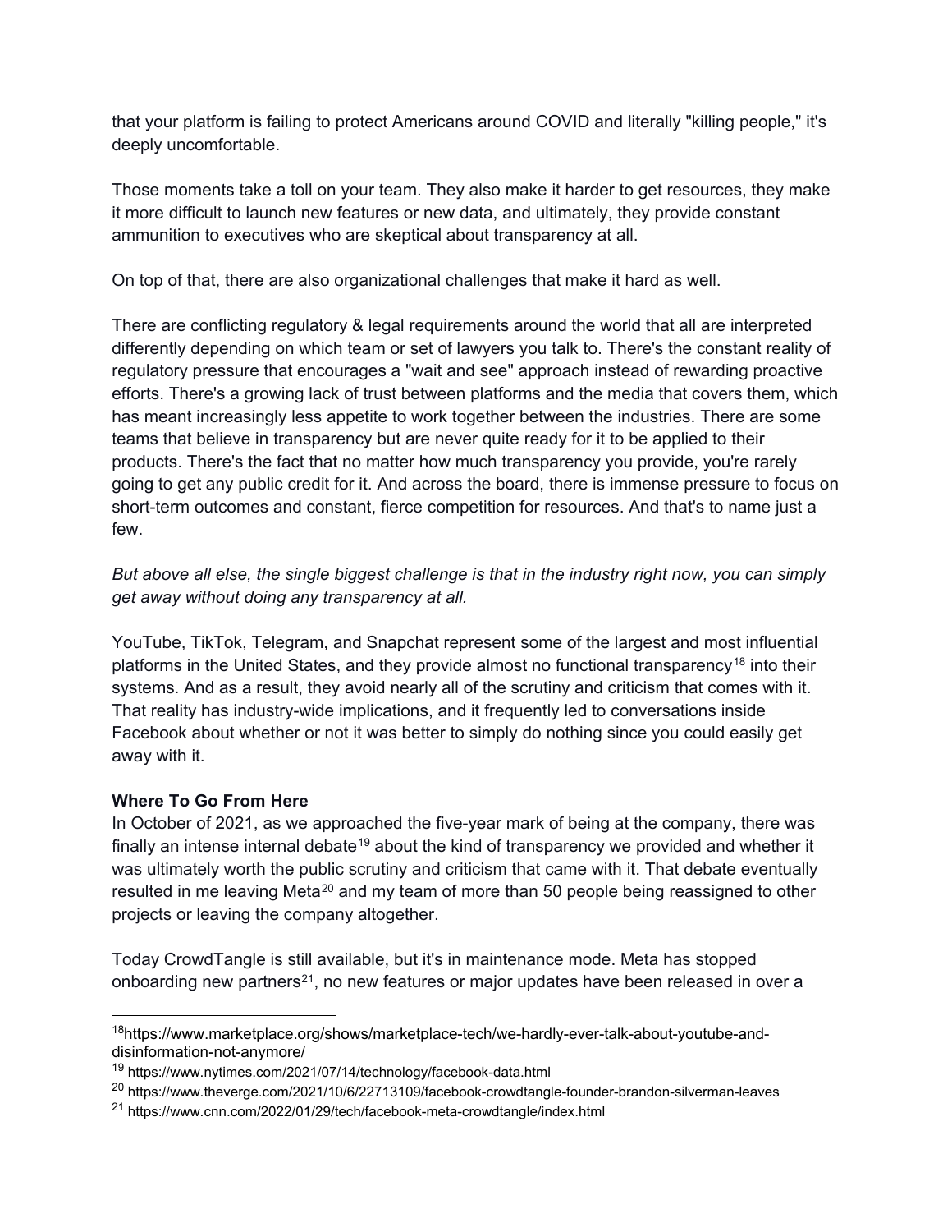that your platform is failing to protect Americans around COVID and literally "killing people," it's deeply uncomfortable.

Those moments take a toll on your team. They also make it harder to get resources, they make it more difficult to launch new features or new data, and ultimately, they provide constant ammunition to executives who are skeptical about transparency at all.

On top of that, there are also organizational challenges that make it hard as well.

There are conflicting regulatory & legal requirements around the world that all are interpreted differently depending on which team or set of lawyers you talk to. There's the constant reality of regulatory pressure that encourages a "wait and see" approach instead of rewarding proactive efforts. There's a growing lack of trust between platforms and the media that covers them, which has meant increasingly less appetite to work together between the industries. There are some teams that believe in transparency but are never quite ready for it to be applied to their products. There's the fact that no matter how much transparency you provide, you're rarely going to get any public credit for it. And across the board, there is immense pressure to focus on short-term outcomes and constant, fierce competition for resources. And that's to name just a few.

*But above all else, the single biggest challenge is that in the industry right now, you can simply get away without doing any transparency at all.*

YouTube, TikTok, Telegram, and Snapchat represent some of the largest and most influential platforms in the United States, and they provide almost no functional transparency[18] into their systems. And as a result, they avoid nearly all of the scrutiny and criticism that comes with it. That reality has industry-wide implications, and it frequently led to conversations inside Facebook about whether or not it was better to simply do nothing since you could easily get away with it.

**Where To Go From Here**

In October of 2021, as we approached the five-year mark of being at the company, there was finally an intense internal debate[19] about the kind of transparency we provided and whether it was ultimately worth the public scrutiny and criticism that came with it. That debate eventually resulted in me leaving Meta[20] and my team of more than 50 people being reassigned to other projects or leaving the company altogether.

Today CrowdTangle is still available, but it's in maintenance mode. Meta has stopped onboarding new partners[21], no new features or major updates have been released in over a

---

[18] https://www.marketplace.org/shows/marketplace-tech/we-hardly-ever-talk-about-youtube-and-disinformation-not-anymore/

[19] https://www.nytimes.com/2021/07/14/technology/facebook-data.html

[20] https://www.theverge.com/2021/10/6/22713109/facebook-crowdtangle-founder-brandon-silverman-leaves

[21] https://www.cnn.com/2022/01/29/tech/facebook-meta-crowdtangle/index.html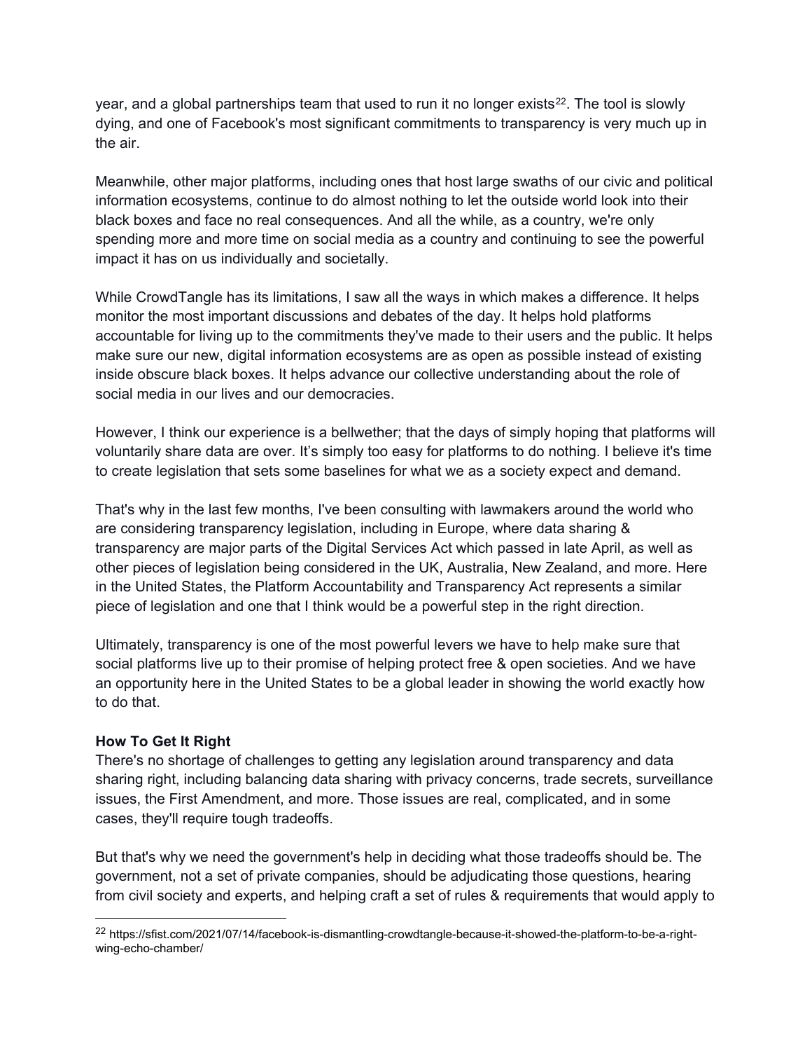year, and a global partnerships team that used to run it no longer exists[22]. The tool is slowly dying, and one of Facebook's most significant commitments to transparency is very much up in the air.

Meanwhile, other major platforms, including ones that host large swaths of our civic and political information ecosystems, continue to do almost nothing to let the outside world look into their black boxes and face no real consequences. And all the while, as a country, we're only spending more and more time on social media as a country and continuing to see the powerful impact it has on us individually and societally.

While CrowdTangle has its limitations, I saw all the ways in which makes a difference. It helps monitor the most important discussions and debates of the day. It helps hold platforms accountable for living up to the commitments they've made to their users and the public. It helps make sure our new, digital information ecosystems are as open as possible instead of existing inside obscure black boxes. It helps advance our collective understanding about the role of social media in our lives and our democracies.

However, I think our experience is a bellwether; that the days of simply hoping that platforms will voluntarily share data are over. It's simply too easy for platforms to do nothing. I believe it's time to create legislation that sets some baselines for what we as a society expect and demand.

That's why in the last few months, I've been consulting with lawmakers around the world who are considering transparency legislation, including in Europe, where data sharing & transparency are major parts of the Digital Services Act which passed in late April, as well as other pieces of legislation being considered in the UK, Australia, New Zealand, and more. Here in the United States, the Platform Accountability and Transparency Act represents a similar piece of legislation and one that I think would be a powerful step in the right direction.

Ultimately, transparency is one of the most powerful levers we have to help make sure that social platforms live up to their promise of helping protect free & open societies. And we have an opportunity here in the United States to be a global leader in showing the world exactly how to do that.

**How To Get It Right**

There's no shortage of challenges to getting any legislation around transparency and data sharing right, including balancing data sharing with privacy concerns, trade secrets, surveillance issues, the First Amendment, and more. Those issues are real, complicated, and in some cases, they'll require tough tradeoffs.

But that's why we need the government's help in deciding what those tradeoffs should be. The government, not a set of private companies, should be adjudicating those questions, hearing from civil society and experts, and helping craft a set of rules & requirements that would apply to

---

[22] https://sfist.com/2021/07/14/facebook-is-dismantling-crowdtangle-because-it-showed-the-platform-to-be-a-right-wing-echo-chamber/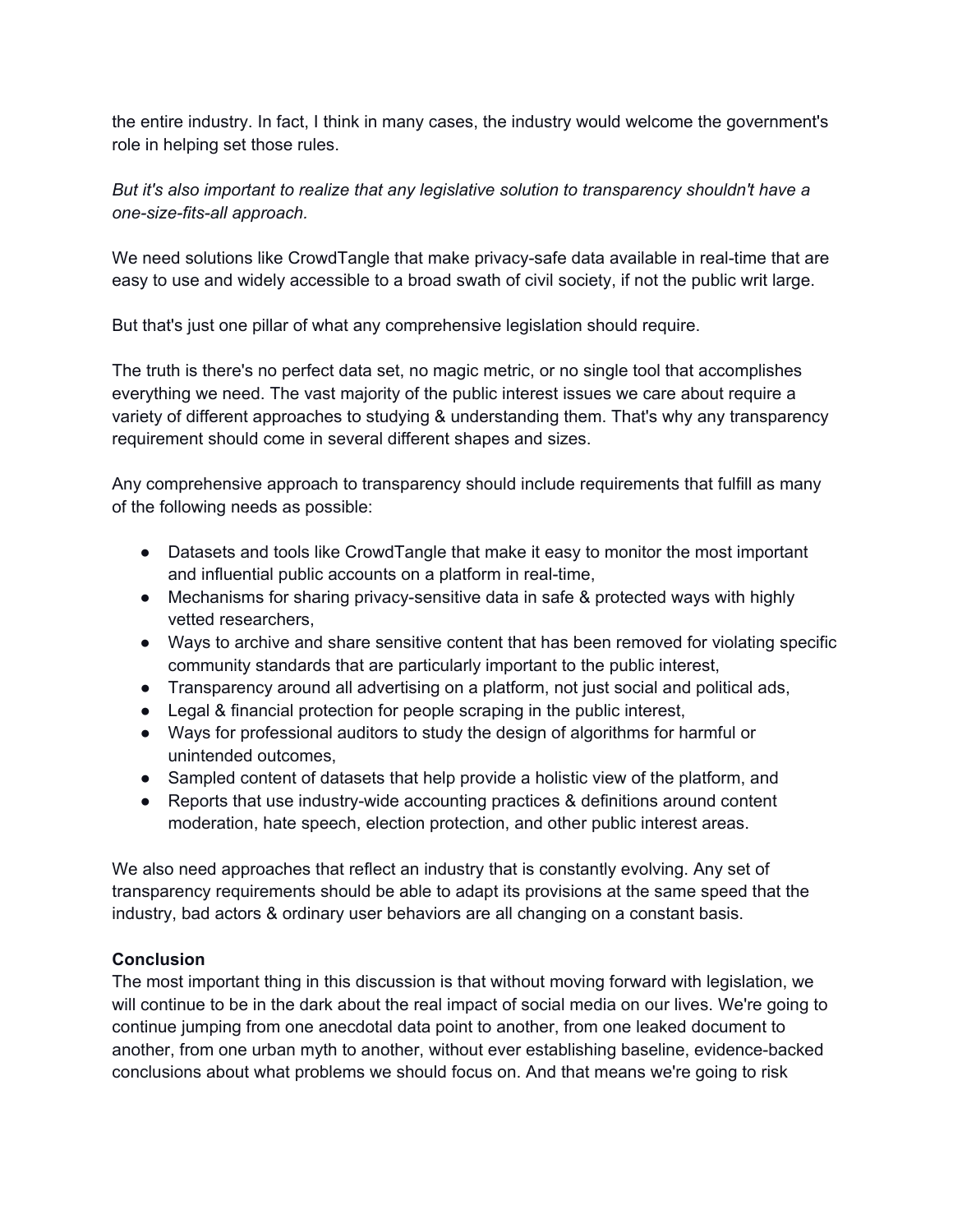the entire industry. In fact, I think in many cases, the industry would welcome the government's role in helping set those rules.

*But it's also important to realize that any legislative solution to transparency shouldn't have a one-size-fits-all approach.*

We need solutions like CrowdTangle that make privacy-safe data available in real-time that are easy to use and widely accessible to a broad swath of civil society, if not the public writ large.

But that's just one pillar of what any comprehensive legislation should require.

The truth is there's no perfect data set, no magic metric, or no single tool that accomplishes everything we need. The vast majority of the public interest issues we care about require a variety of different approaches to studying & understanding them. That's why any transparency requirement should come in several different shapes and sizes.

Any comprehensive approach to transparency should include requirements that fulfill as many of the following needs as possible:

- Datasets and tools like CrowdTangle that make it easy to monitor the most important and influential public accounts on a platform in real-time,
- Mechanisms for sharing privacy-sensitive data in safe & protected ways with highly vetted researchers,
- Ways to archive and share sensitive content that has been removed for violating specific community standards that are particularly important to the public interest,
- Transparency around all advertising on a platform, not just social and political ads,
- Legal & financial protection for people scraping in the public interest,
- Ways for professional auditors to study the design of algorithms for harmful or unintended outcomes,
- Sampled content of datasets that help provide a holistic view of the platform, and
- Reports that use industry-wide accounting practices & definitions around content moderation, hate speech, election protection, and other public interest areas.

We also need approaches that reflect an industry that is constantly evolving. Any set of transparency requirements should be able to adapt its provisions at the same speed that the industry, bad actors & ordinary user behaviors are all changing on a constant basis.

**Conclusion**

The most important thing in this discussion is that without moving forward with legislation, we will continue to be in the dark about the real impact of social media on our lives. We're going to continue jumping from one anecdotal data point to another, from one leaked document to another, from one urban myth to another, without ever establishing baseline, evidence-backed conclusions about what problems we should focus on. And that means we're going to risk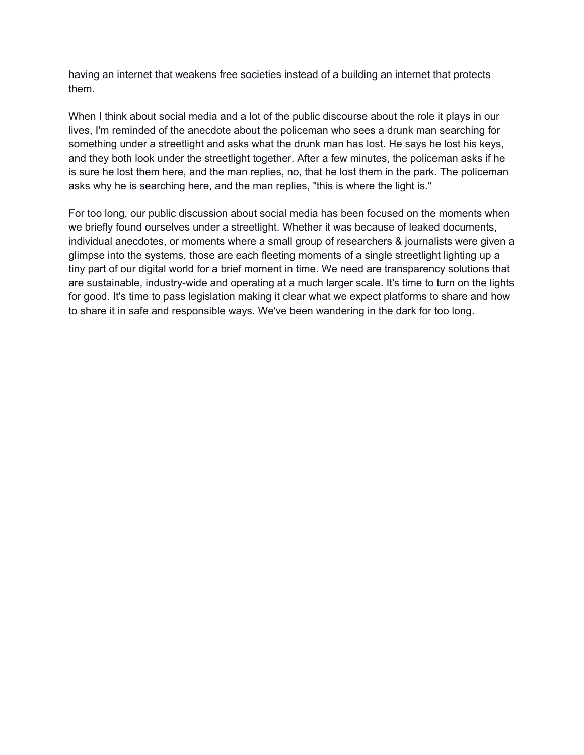having an internet that weakens free societies instead of a building an internet that protects them.

When I think about social media and a lot of the public discourse about the role it plays in our lives, I'm reminded of the anecdote about the policeman who sees a drunk man searching for something under a streetlight and asks what the drunk man has lost. He says he lost his keys, and they both look under the streetlight together. After a few minutes, the policeman asks if he is sure he lost them here, and the man replies, no, that he lost them in the park. The policeman asks why he is searching here, and the man replies, "this is where the light is."

For too long, our public discussion about social media has been focused on the moments when we briefly found ourselves under a streetlight. Whether it was because of leaked documents, individual anecdotes, or moments where a small group of researchers & journalists were given a glimpse into the systems, those are each fleeting moments of a single streetlight lighting up a tiny part of our digital world for a brief moment in time. We need are transparency solutions that are sustainable, industry-wide and operating at a much larger scale. It's time to turn on the lights for good. It's time to pass legislation making it clear what we expect platforms to share and how to share it in safe and responsible ways. We've been wandering in the dark for too long.